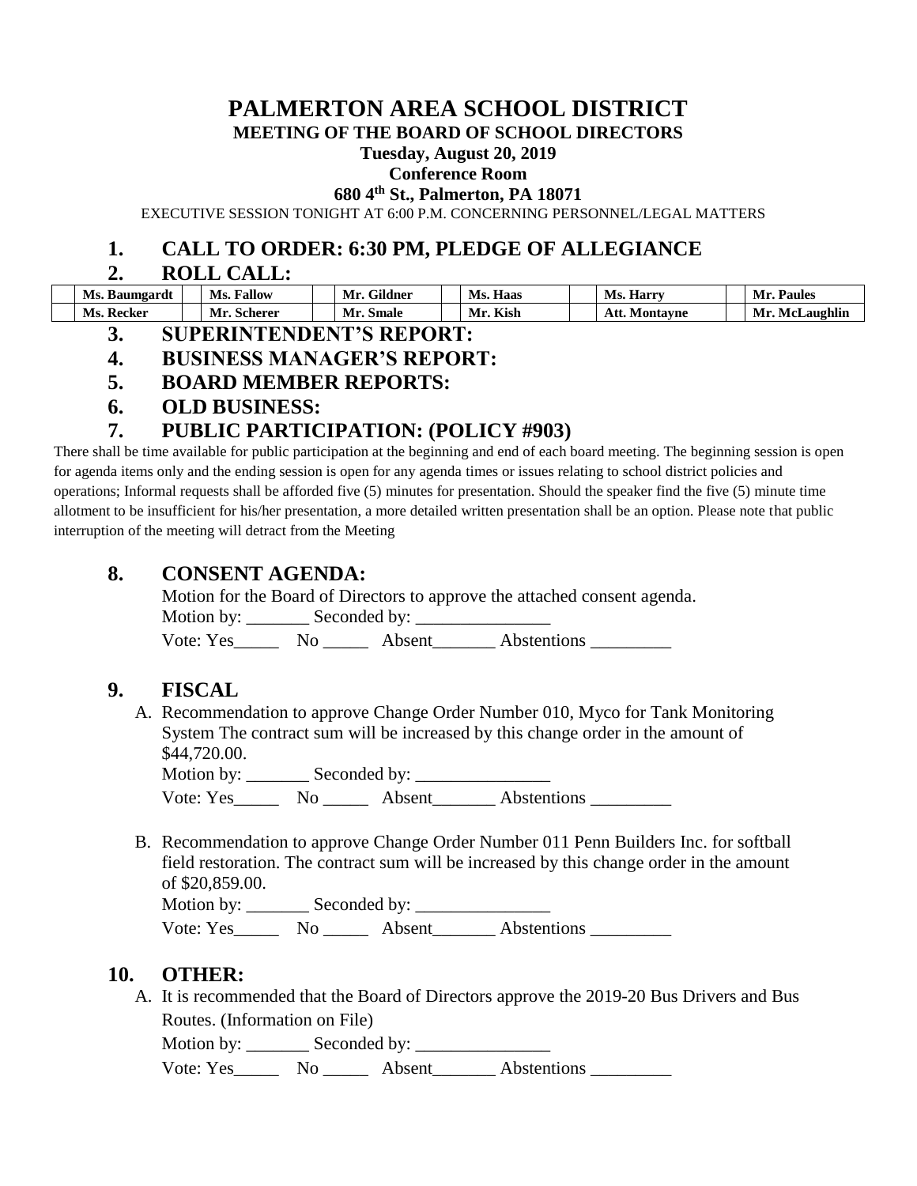# PALMERTON AREA SCHOOL DISTRICT

**MEETING OF THE BOARD OF SCHOOL DIRECTORS**

**Tuesday, August 20, 2019**

**Conference Room**

**680 4th St., Palmerton, PA 18071**

EXECUTIVE SESSION TONIGHT AT 6:00 P.M. CONCERNING PERSONNEL/LEGAL MATTERS

## 1. CALL TO ORDER: 6:30 PM, PLEDGE OF ALLEGIANCE

## 2. ROLL CALL:

| | Ms. Baumgardt | | Ms. Fallow | | Mr. Gildner | | Ms. Haas | | Ms. Harry | | Mr. Paules |
|---|---|---|---|---|---|---|---|---|---|---|---|
| | Ms. Recker | | Mr. Scherer | | Mr. Smale | | Mr. Kish | | Att. Montayne | | Mr. McLaughlin |

## 3. SUPERINTENDENT'S REPORT:

## 4. BUSINESS MANAGER'S REPORT:

## 5. BOARD MEMBER REPORTS:

## 6. OLD BUSINESS:

## 7. PUBLIC PARTICIPATION: (POLICY #903)

There shall be time available for public participation at the beginning and end of each board meeting. The beginning session is open for agenda items only and the ending session is open for any agenda times or issues relating to school district policies and operations; Informal requests shall be afforded five (5) minutes for presentation. Should the speaker find the five (5) minute time allotment to be insufficient for his/her presentation, a more detailed written presentation shall be an option. Please note that public interruption of the meeting will detract from the Meeting

## 8. CONSENT AGENDA:

Motion for the Board of Directors to approve the attached consent agenda.

Motion by: _______ Seconded by: _______________

Vote: Yes_____ No _____ Absent_______ Abstentions _________

## 9. FISCAL

A. Recommendation to approve Change Order Number 010, Myco for Tank Monitoring System The contract sum will be increased by this change order in the amount of $44,720.00.

Motion by: _______ Seconded by: _______________

Vote: Yes_____ No _____ Absent_______ Abstentions _________

B. Recommendation to approve Change Order Number 011 Penn Builders Inc. for softball field restoration. The contract sum will be increased by this change order in the amount of $20,859.00.

Motion by: _______ Seconded by: _______________

Vote: Yes_____ No _____ Absent_______ Abstentions _________

## 10. OTHER:

A. It is recommended that the Board of Directors approve the 2019-20 Bus Drivers and Bus Routes. (Information on File)

Motion by: _______ Seconded by: _______________

Vote: Yes_____ No _____ Absent_______ Abstentions _________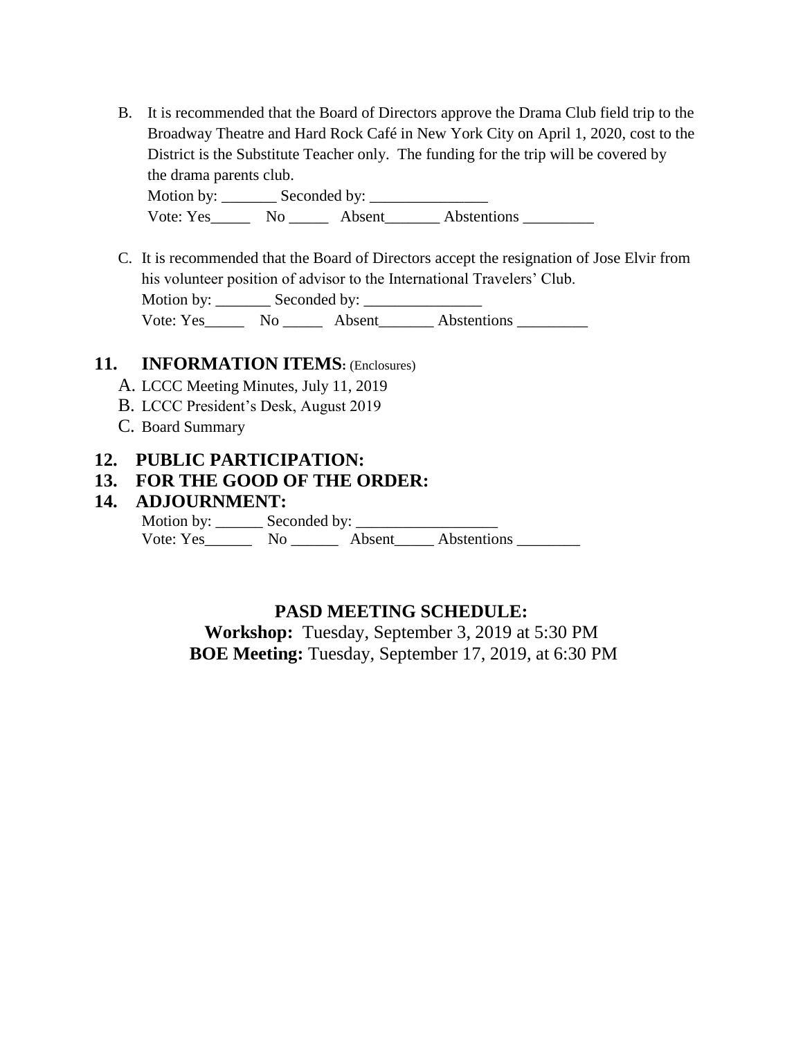B. It is recommended that the Board of Directors approve the Drama Club field trip to the Broadway Theatre and Hard Rock Café in New York City on April 1, 2020, cost to the District is the Substitute Teacher only. The funding for the trip will be covered by the drama parents club.
Motion by: _______ Seconded by: _______________
Vote: Yes_____ No _____ Absent_______ Abstentions _________

C. It is recommended that the Board of Directors accept the resignation of Jose Elvir from his volunteer position of advisor to the International Travelers' Club.
Motion by: _______ Seconded by: _______________
Vote: Yes_____ No _____ Absent_______ Abstentions _________

## 11. INFORMATION ITEMS: (Enclosures)

A. LCCC Meeting Minutes, July 11, 2019
B. LCCC President's Desk, August 2019
C. Board Summary

## 12. PUBLIC PARTICIPATION:

## 13. FOR THE GOOD OF THE ORDER:

## 14. ADJOURNMENT:

Motion by: ______ Seconded by: __________________
Vote: Yes______ No ______ Absent_____ Abstentions ________

**PASD MEETING SCHEDULE:**

**Workshop:** Tuesday, September 3, 2019 at 5:30 PM

**BOE Meeting:** Tuesday, September 17, 2019, at 6:30 PM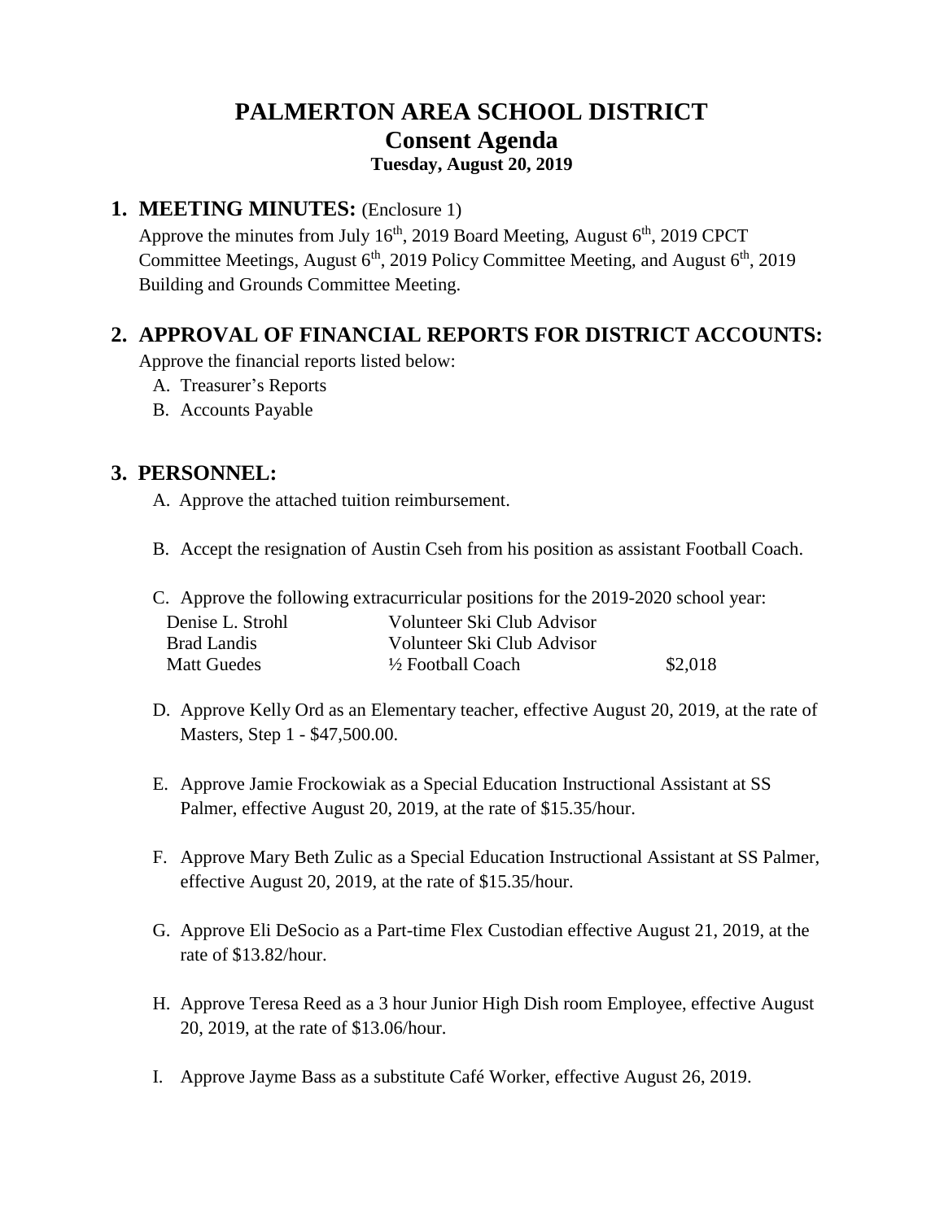# PALMERTON AREA SCHOOL DISTRICT
## Consent Agenda
**Tuesday, August 20, 2019**

## 1. MEETING MINUTES: (Enclosure 1)

Approve the minutes from July 16th, 2019 Board Meeting, August 6th, 2019 CPCT Committee Meetings, August 6th, 2019 Policy Committee Meeting, and August 6th, 2019 Building and Grounds Committee Meeting.

## 2. APPROVAL OF FINANCIAL REPORTS FOR DISTRICT ACCOUNTS:

Approve the financial reports listed below:

A. Treasurer's Reports
B. Accounts Payable

## 3. PERSONNEL:

A. Approve the attached tuition reimbursement.

B. Accept the resignation of Austin Cseh from his position as assistant Football Coach.

C. Approve the following extracurricular positions for the 2019-2020 school year:

| | | |
|---|---|---|
| Denise L. Strohl | Volunteer Ski Club Advisor | |
| Brad Landis | Volunteer Ski Club Advisor | |
| Matt Guedes | ½ Football Coach | $2,018 |

D. Approve Kelly Ord as an Elementary teacher, effective August 20, 2019, at the rate of Masters, Step 1 - $47,500.00.

E. Approve Jamie Frockowiak as a Special Education Instructional Assistant at SS Palmer, effective August 20, 2019, at the rate of $15.35/hour.

F. Approve Mary Beth Zulic as a Special Education Instructional Assistant at SS Palmer, effective August 20, 2019, at the rate of $15.35/hour.

G. Approve Eli DeSocio as a Part-time Flex Custodian effective August 21, 2019, at the rate of $13.82/hour.

H. Approve Teresa Reed as a 3 hour Junior High Dish room Employee, effective August 20, 2019, at the rate of $13.06/hour.

I. Approve Jayme Bass as a substitute Café Worker, effective August 26, 2019.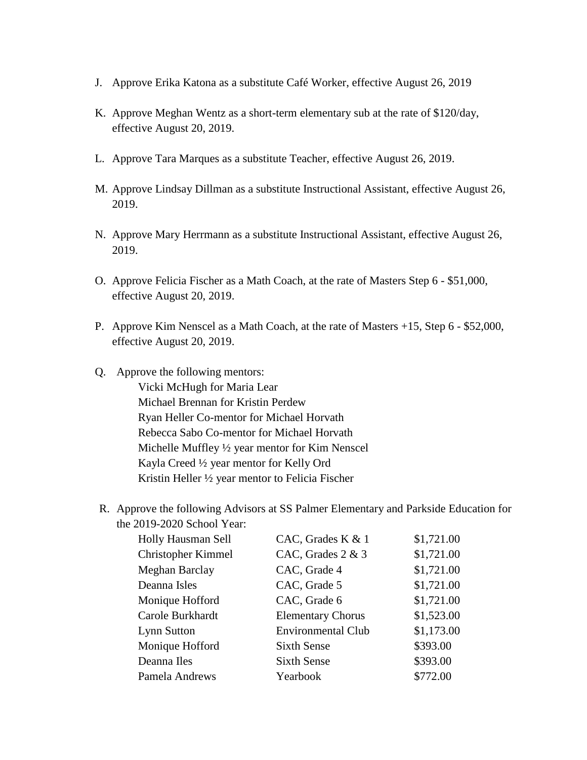J. Approve Erika Katona as a substitute Café Worker, effective August 26, 2019

K. Approve Meghan Wentz as a short-term elementary sub at the rate of $120/day, effective August 20, 2019.

L. Approve Tara Marques as a substitute Teacher, effective August 26, 2019.

M. Approve Lindsay Dillman as a substitute Instructional Assistant, effective August 26, 2019.

N. Approve Mary Herrmann as a substitute Instructional Assistant, effective August 26, 2019.

O. Approve Felicia Fischer as a Math Coach, at the rate of Masters Step 6 - $51,000, effective August 20, 2019.

P. Approve Kim Nenscel as a Math Coach, at the rate of Masters +15, Step 6 - $52,000, effective August 20, 2019.

Q. Approve the following mentors:
   Vicki McHugh for Maria Lear
   Michael Brennan for Kristin Perdew
   Ryan Heller Co-mentor for Michael Horvath
   Rebecca Sabo Co-mentor for Michael Horvath
   Michelle Muffley ½ year mentor for Kim Nenscel
   Kayla Creed ½ year mentor for Kelly Ord
   Kristin Heller ½ year mentor to Felicia Fischer

R. Approve the following Advisors at SS Palmer Elementary and Parkside Education for the 2019-2020 School Year:

| | | |
|---|---|---|
| Holly Hausman Sell | CAC, Grades K & 1 | $1,721.00 |
| Christopher Kimmel | CAC, Grades 2 & 3 | $1,721.00 |
| Meghan Barclay | CAC, Grade 4 | $1,721.00 |
| Deanna Isles | CAC, Grade 5 | $1,721.00 |
| Monique Hofford | CAC, Grade 6 | $1,721.00 |
| Carole Burkhardt | Elementary Chorus | $1,523.00 |
| Lynn Sutton | Environmental Club | $1,173.00 |
| Monique Hofford | Sixth Sense | $393.00 |
| Deanna Iles | Sixth Sense | $393.00 |
| Pamela Andrews | Yearbook | $772.00 |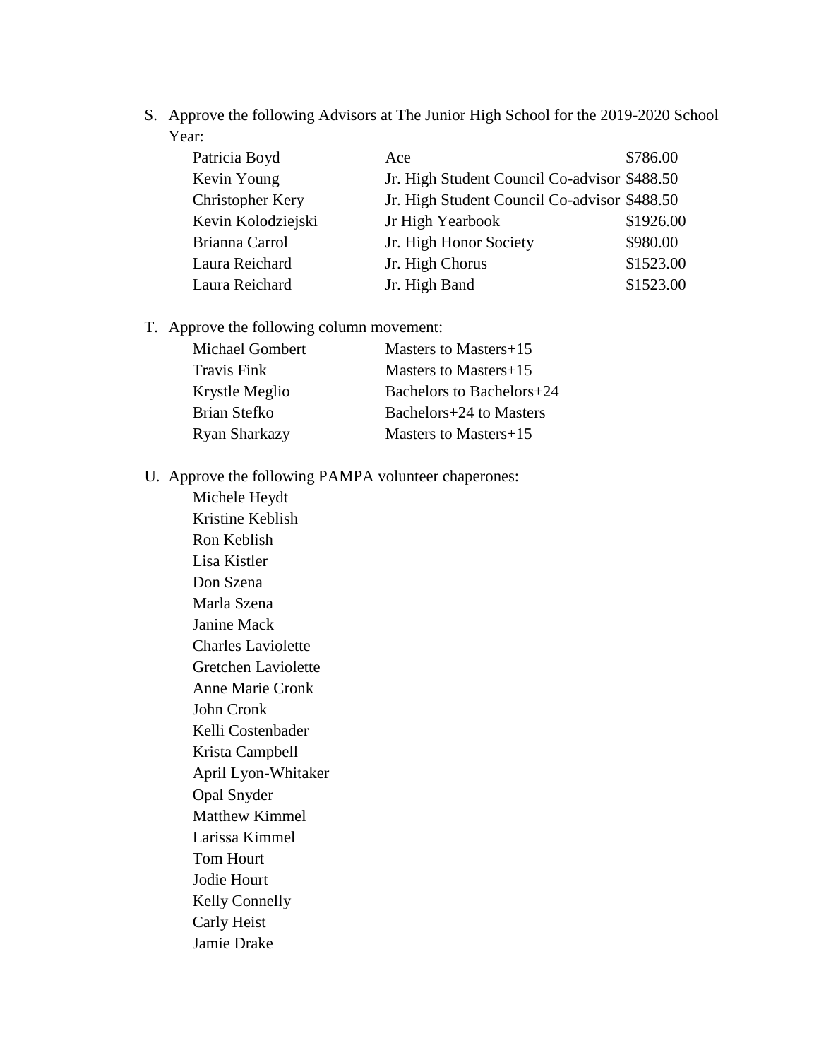S. Approve the following Advisors at The Junior High School for the 2019-2020 School Year:

| | | |
|---|---|---|
| Patricia Boyd | Ace | $786.00 |
| Kevin Young | Jr. High Student Council Co-advisor | $488.50 |
| Christopher Kery | Jr. High Student Council Co-advisor | $488.50 |
| Kevin Kolodziejski | Jr High Yearbook | $1926.00 |
| Brianna Carrol | Jr. High Honor Society | $980.00 |
| Laura Reichard | Jr. High Chorus | $1523.00 |
| Laura Reichard | Jr. High Band | $1523.00 |

T. Approve the following column movement:

| | |
|---|---|
| Michael Gombert | Masters to Masters+15 |
| Travis Fink | Masters to Masters+15 |
| Krystle Meglio | Bachelors to Bachelors+24 |
| Brian Stefko | Bachelors+24 to Masters |
| Ryan Sharkazy | Masters to Masters+15 |

U. Approve the following PAMPA volunteer chaperones:

Michele Heydt
Kristine Keblish
Ron Keblish
Lisa Kistler
Don Szena
Marla Szena
Janine Mack
Charles Laviolette
Gretchen Laviolette
Anne Marie Cronk
John Cronk
Kelli Costenbader
Krista Campbell
April Lyon-Whitaker
Opal Snyder
Matthew Kimmel
Larissa Kimmel
Tom Hourt
Jodie Hourt
Kelly Connelly
Carly Heist
Jamie Drake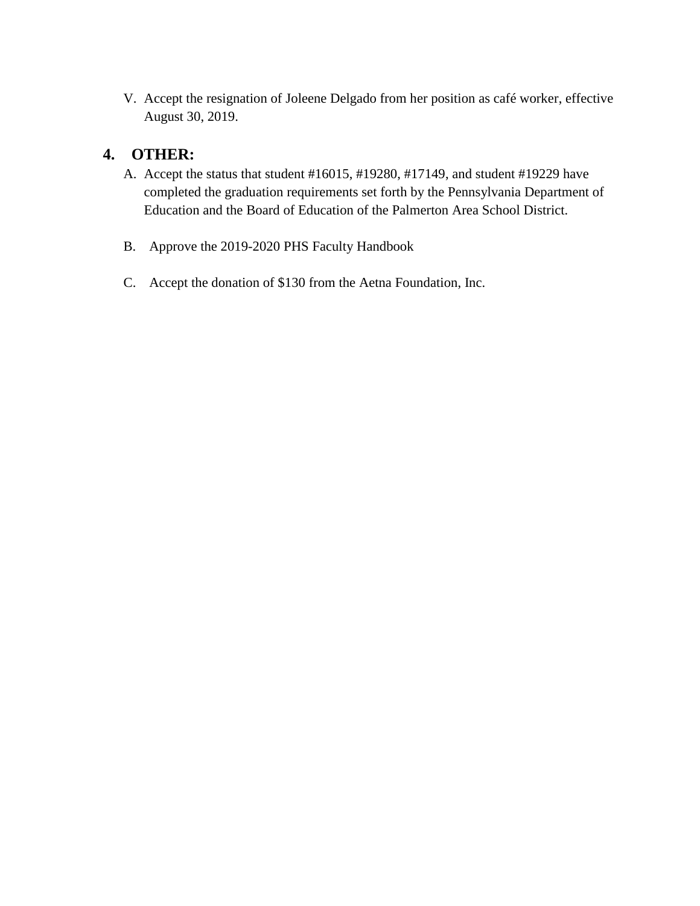V. Accept the resignation of Joleene Delgado from her position as café worker, effective August 30, 2019.

## 4. OTHER:

A. Accept the status that student #16015, #19280, #17149, and student #19229 have completed the graduation requirements set forth by the Pennsylvania Department of Education and the Board of Education of the Palmerton Area School District.

B. Approve the 2019-2020 PHS Faculty Handbook

C. Accept the donation of $130 from the Aetna Foundation, Inc.